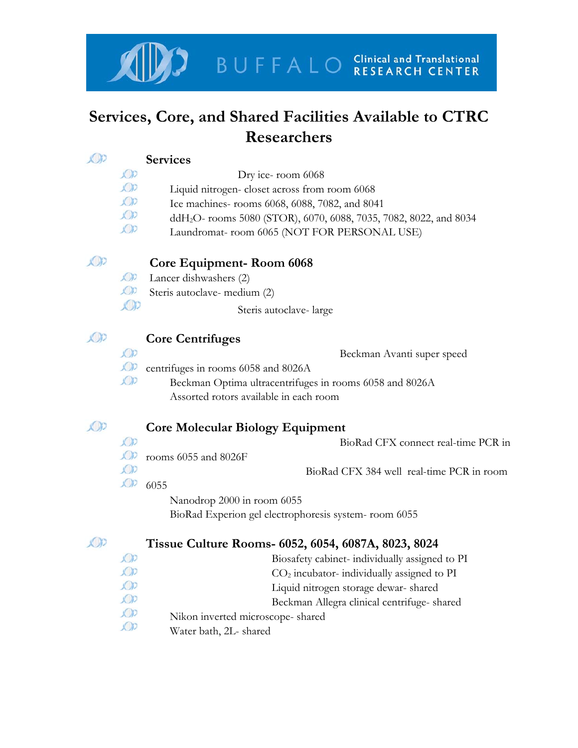# Services, Core, and Shared Facilities Available to CTRC Researchers

## Services

- Dry ice- room 6068
- Liquid nitrogen- closet across from room 6068
- Ice machines- rooms 6068, 6088, 7082, and 8041
- dd$H_2O$- rooms 5080 (STOR), 6070, 6088, 7035, 7082, 8022, and 8034
- Laundromat- room 6065 (NOT FOR PERSONAL USE)

## Core Equipment- Room 6068

- Lancer dishwashers (2)
- Steris autoclave- medium (2)
- Steris autoclave- large

## Core Centrifuges

- Beckman Avanti super speed centrifuges in rooms 6058 and 8026A
- Beckman Optima ultracentrifuges in rooms 6058 and 8026A
- Assorted rotors available in each room

## Core Molecular Biology Equipment

- BioRad CFX connect real-time PCR in rooms 6055 and 8026F
- BioRad CFX 384 well real-time PCR in room 6055
- Nanodrop 2000 in room 6055
- BioRad Experion gel electrophoresis system- room 6055

## Tissue Culture Rooms- 6052, 6054, 6087A, 8023, 8024

- Biosafety cabinet- individually assigned to PI
- $CO_2$ incubator- individually assigned to PI
- Liquid nitrogen storage dewar- shared
- Beckman Allegra clinical centrifuge- shared
- Nikon inverted microscope- shared
- Water bath, 2L- shared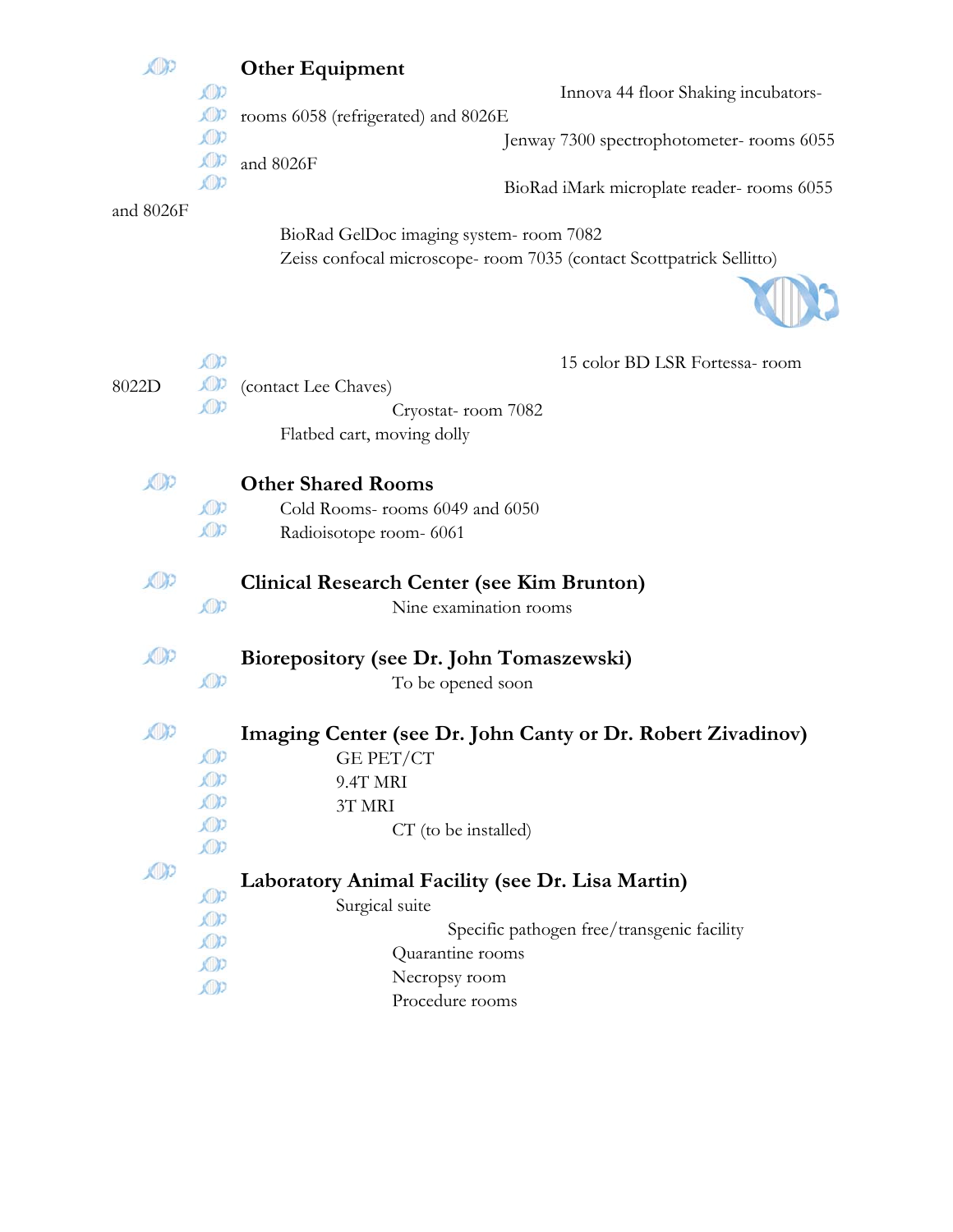## Other Equipment

- Innova 44 floor Shaking incubators- rooms 6058 (refrigerated) and 8026E
- Jenway 7300 spectrophotometer- rooms 6055 and 8026F
- BioRad iMark microplate reader- rooms 6055 and 8026F
- BioRad GelDoc imaging system- room 7082
- Zeiss confocal microscope- room 7035 (contact Scottpatrick Sellitto)
- 15 color BD LSR Fortessa- room 8022D (contact Lee Chaves)
- Cryostat- room 7082
- Flatbed cart, moving dolly

## Other Shared Rooms

- Cold Rooms- rooms 6049 and 6050
- Radioisotope room- 6061

## Clinical Research Center (see Kim Brunton)

- Nine examination rooms

## Biorepository (see Dr. John Tomaszewski)

- To be opened soon

## Imaging Center (see Dr. John Canty or Dr. Robert Zivadinov)

- GE PET/CT
- 9.4T MRI
- 3T MRI
- CT (to be installed)

## Laboratory Animal Facility (see Dr. Lisa Martin)

- Surgical suite
- Specific pathogen free/transgenic facility
- Quarantine rooms
- Necropsy room
- Procedure rooms